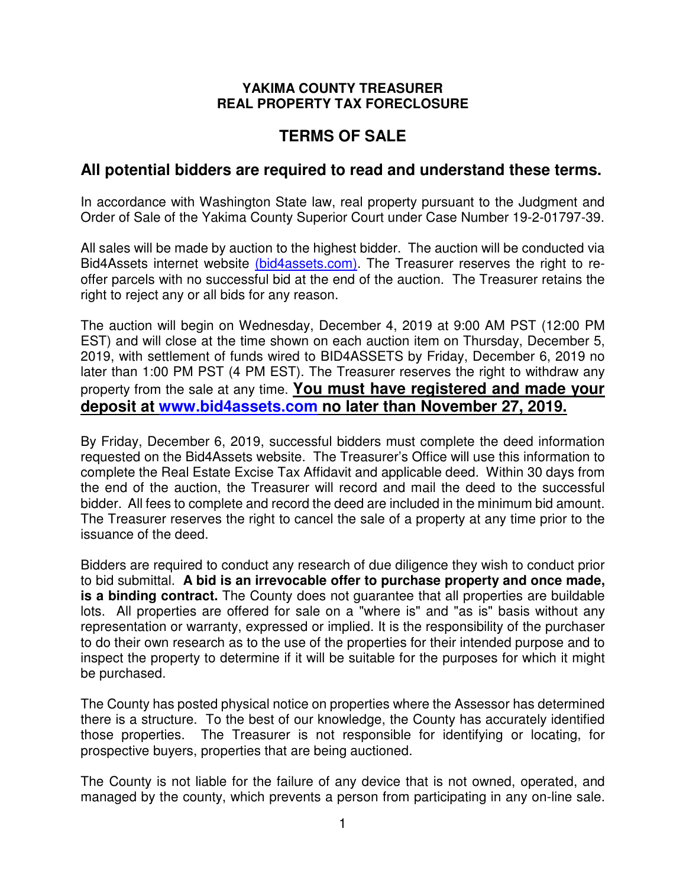**YAKIMA COUNTY TREASURER**
**REAL PROPERTY TAX FORECLOSURE**

# TERMS OF SALE

## All potential bidders are required to read and understand these terms.

In accordance with Washington State law, real property pursuant to the Judgment and Order of Sale of the Yakima County Superior Court under Case Number 19-2-01797-39.

All sales will be made by auction to the highest bidder. The auction will be conducted via Bid4Assets internet website (bid4assets.com). The Treasurer reserves the right to re-offer parcels with no successful bid at the end of the auction. The Treasurer retains the right to reject any or all bids for any reason.

The auction will begin on Wednesday, December 4, 2019 at 9:00 AM PST (12:00 PM EST) and will close at the time shown on each auction item on Thursday, December 5, 2019, with settlement of funds wired to BID4ASSETS by Friday, December 6, 2019 no later than 1:00 PM PST (4 PM EST). The Treasurer reserves the right to withdraw any property from the sale at any time. **<u>You must have registered and made your deposit at www.bid4assets.com no later than November 27, 2019.</u>**

By Friday, December 6, 2019, successful bidders must complete the deed information requested on the Bid4Assets website. The Treasurer's Office will use this information to complete the Real Estate Excise Tax Affidavit and applicable deed. Within 30 days from the end of the auction, the Treasurer will record and mail the deed to the successful bidder. All fees to complete and record the deed are included in the minimum bid amount. The Treasurer reserves the right to cancel the sale of a property at any time prior to the issuance of the deed.

Bidders are required to conduct any research of due diligence they wish to conduct prior to bid submittal. **A bid is an irrevocable offer to purchase property and once made, is a binding contract.** The County does not guarantee that all properties are buildable lots. All properties are offered for sale on a "where is" and "as is" basis without any representation or warranty, expressed or implied. It is the responsibility of the purchaser to do their own research as to the use of the properties for their intended purpose and to inspect the property to determine if it will be suitable for the purposes for which it might be purchased.

The County has posted physical notice on properties where the Assessor has determined there is a structure. To the best of our knowledge, the County has accurately identified those properties. The Treasurer is not responsible for identifying or locating, for prospective buyers, properties that are being auctioned.

The County is not liable for the failure of any device that is not owned, operated, and managed by the county, which prevents a person from participating in any on-line sale.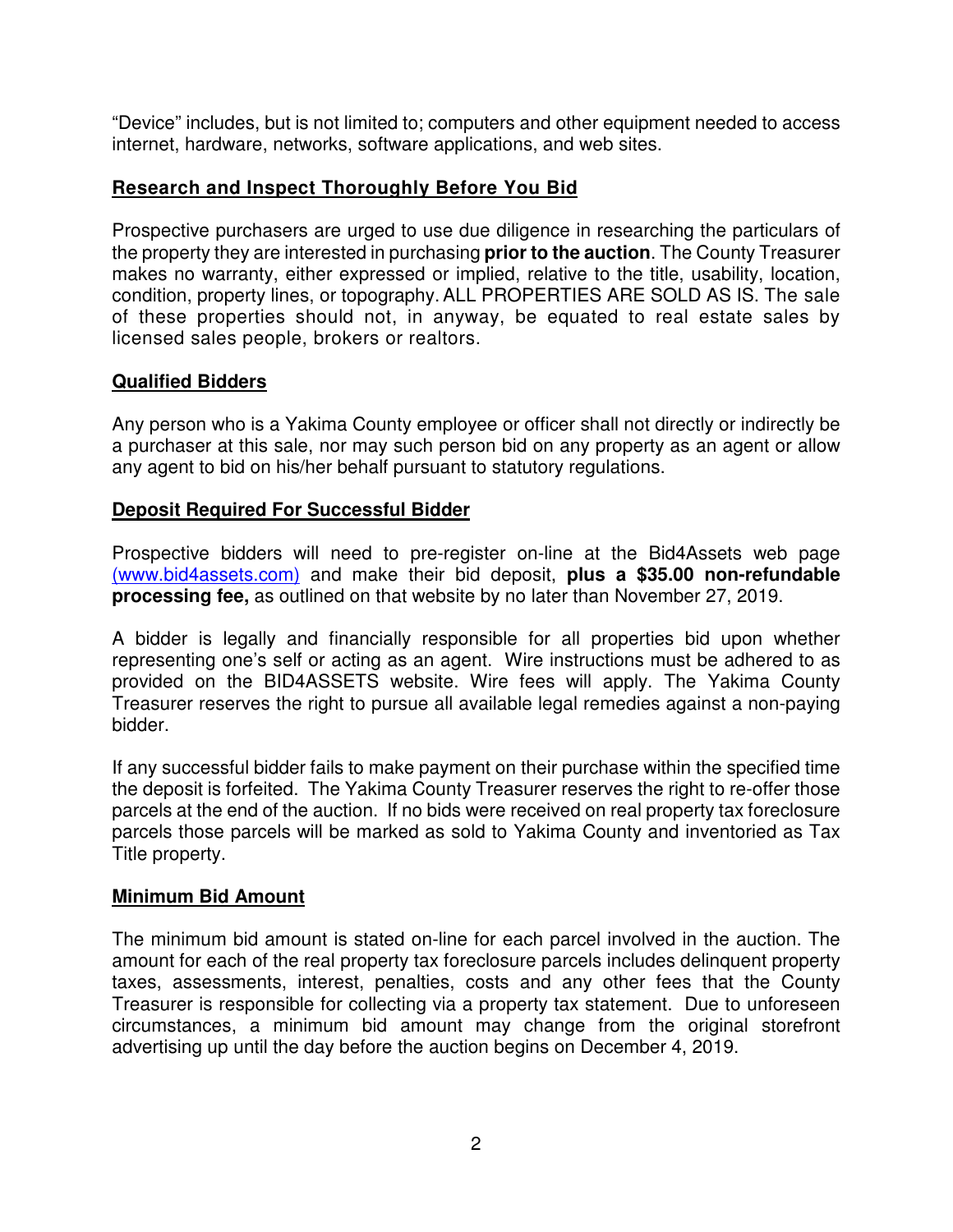"Device" includes, but is not limited to; computers and other equipment needed to access internet, hardware, networks, software applications, and web sites.

## Research and Inspect Thoroughly Before You Bid

Prospective purchasers are urged to use due diligence in researching the particulars of the property they are interested in purchasing **prior to the auction**. The County Treasurer makes no warranty, either expressed or implied, relative to the title, usability, location, condition, property lines, or topography. ALL PROPERTIES ARE SOLD AS IS. The sale of these properties should not, in anyway, be equated to real estate sales by licensed sales people, brokers or realtors.

## Qualified Bidders

Any person who is a Yakima County employee or officer shall not directly or indirectly be a purchaser at this sale, nor may such person bid on any property as an agent or allow any agent to bid on his/her behalf pursuant to statutory regulations.

## Deposit Required For Successful Bidder

Prospective bidders will need to pre-register on-line at the Bid4Assets web page (www.bid4assets.com) and make their bid deposit, **plus a $35.00 non-refundable processing fee,** as outlined on that website by no later than November 27, 2019.

A bidder is legally and financially responsible for all properties bid upon whether representing one's self or acting as an agent. Wire instructions must be adhered to as provided on the BID4ASSETS website. Wire fees will apply. The Yakima County Treasurer reserves the right to pursue all available legal remedies against a non-paying bidder.

If any successful bidder fails to make payment on their purchase within the specified time the deposit is forfeited. The Yakima County Treasurer reserves the right to re-offer those parcels at the end of the auction. If no bids were received on real property tax foreclosure parcels those parcels will be marked as sold to Yakima County and inventoried as Tax Title property.

## Minimum Bid Amount

The minimum bid amount is stated on-line for each parcel involved in the auction. The amount for each of the real property tax foreclosure parcels includes delinquent property taxes, assessments, interest, penalties, costs and any other fees that the County Treasurer is responsible for collecting via a property tax statement. Due to unforeseen circumstances, a minimum bid amount may change from the original storefront advertising up until the day before the auction begins on December 4, 2019.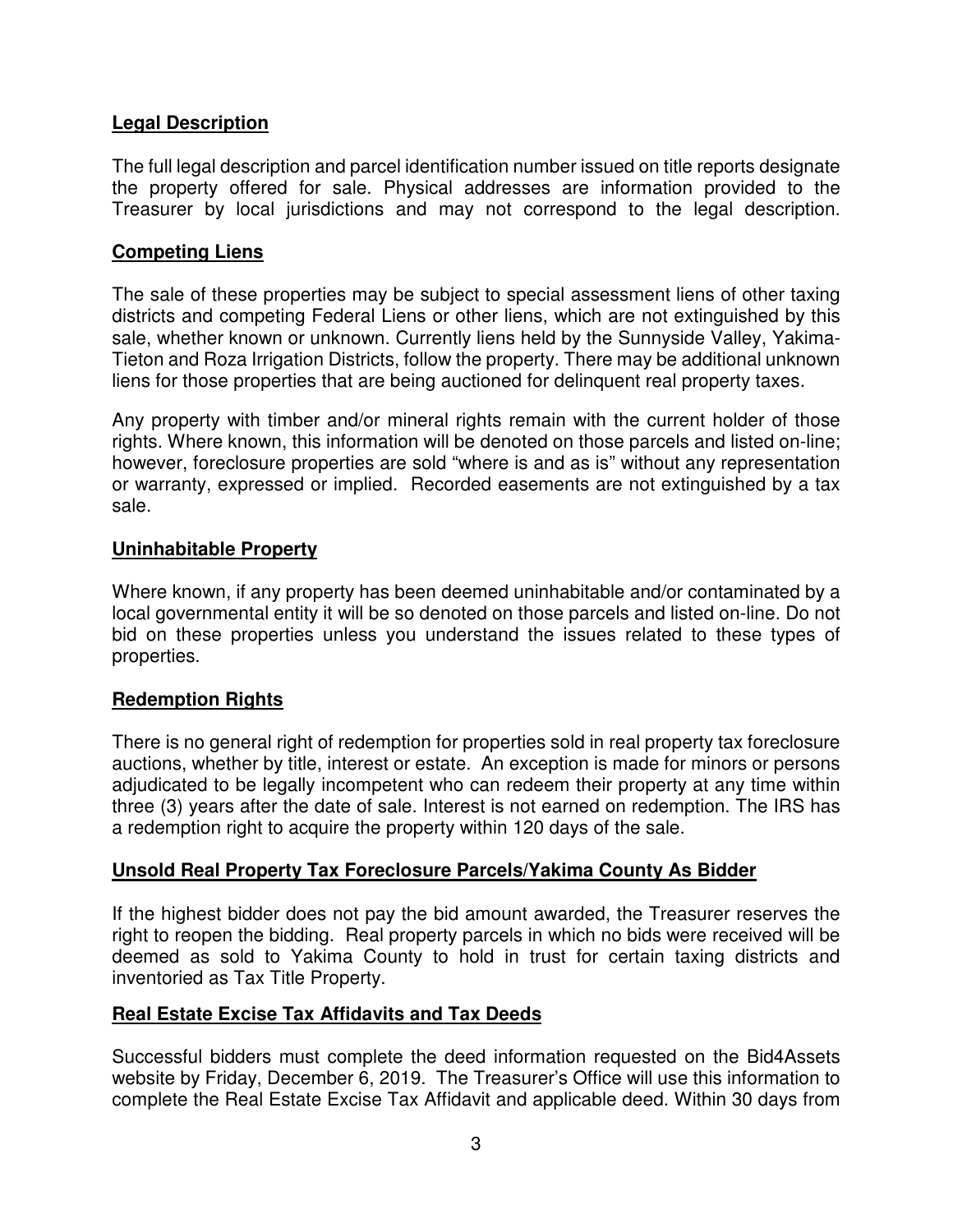## Legal Description

The full legal description and parcel identification number issued on title reports designate the property offered for sale. Physical addresses are information provided to the Treasurer by local jurisdictions and may not correspond to the legal description.

## Competing Liens

The sale of these properties may be subject to special assessment liens of other taxing districts and competing Federal Liens or other liens, which are not extinguished by this sale, whether known or unknown. Currently liens held by the Sunnyside Valley, Yakima-Tieton and Roza Irrigation Districts, follow the property. There may be additional unknown liens for those properties that are being auctioned for delinquent real property taxes.

Any property with timber and/or mineral rights remain with the current holder of those rights. Where known, this information will be denoted on those parcels and listed on-line; however, foreclosure properties are sold "where is and as is" without any representation or warranty, expressed or implied. Recorded easements are not extinguished by a tax sale.

## Uninhabitable Property

Where known, if any property has been deemed uninhabitable and/or contaminated by a local governmental entity it will be so denoted on those parcels and listed on-line. Do not bid on these properties unless you understand the issues related to these types of properties.

## Redemption Rights

There is no general right of redemption for properties sold in real property tax foreclosure auctions, whether by title, interest or estate. An exception is made for minors or persons adjudicated to be legally incompetent who can redeem their property at any time within three (3) years after the date of sale. Interest is not earned on redemption. The IRS has a redemption right to acquire the property within 120 days of the sale.

## Unsold Real Property Tax Foreclosure Parcels/Yakima County As Bidder

If the highest bidder does not pay the bid amount awarded, the Treasurer reserves the right to reopen the bidding. Real property parcels in which no bids were received will be deemed as sold to Yakima County to hold in trust for certain taxing districts and inventoried as Tax Title Property.

## Real Estate Excise Tax Affidavits and Tax Deeds

Successful bidders must complete the deed information requested on the Bid4Assets website by Friday, December 6, 2019. The Treasurer's Office will use this information to complete the Real Estate Excise Tax Affidavit and applicable deed. Within 30 days from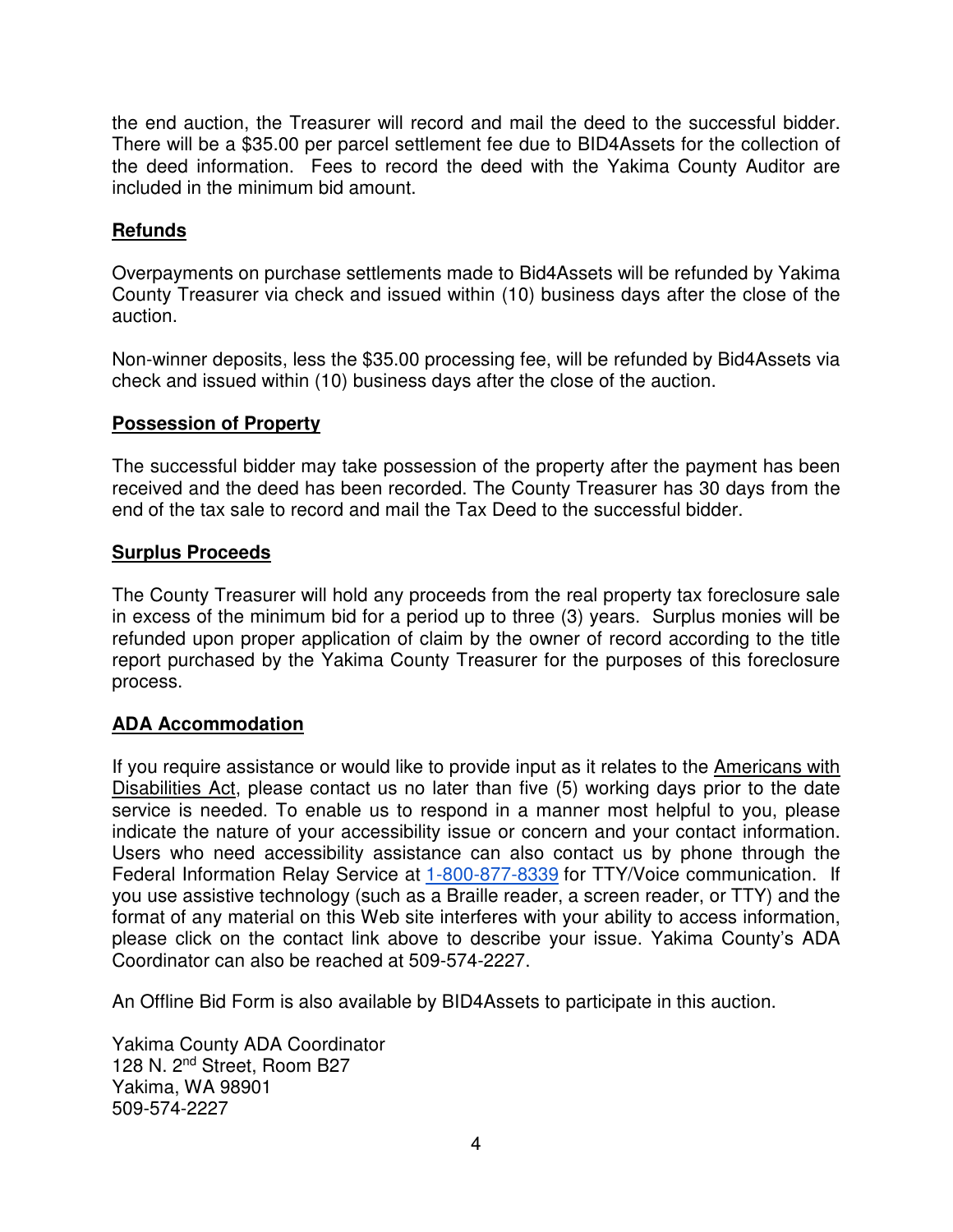the end auction, the Treasurer will record and mail the deed to the successful bidder. There will be a $35.00 per parcel settlement fee due to BID4Assets for the collection of the deed information. Fees to record the deed with the Yakima County Auditor are included in the minimum bid amount.

## Refunds

Overpayments on purchase settlements made to Bid4Assets will be refunded by Yakima County Treasurer via check and issued within (10) business days after the close of the auction.

Non-winner deposits, less the $35.00 processing fee, will be refunded by Bid4Assets via check and issued within (10) business days after the close of the auction.

## Possession of Property

The successful bidder may take possession of the property after the payment has been received and the deed has been recorded. The County Treasurer has 30 days from the end of the tax sale to record and mail the Tax Deed to the successful bidder.

## Surplus Proceeds

The County Treasurer will hold any proceeds from the real property tax foreclosure sale in excess of the minimum bid for a period up to three (3) years. Surplus monies will be refunded upon proper application of claim by the owner of record according to the title report purchased by the Yakima County Treasurer for the purposes of this foreclosure process.

## ADA Accommodation

If you require assistance or would like to provide input as it relates to the Americans with Disabilities Act, please contact us no later than five (5) working days prior to the date service is needed. To enable us to respond in a manner most helpful to you, please indicate the nature of your accessibility issue or concern and your contact information. Users who need accessibility assistance can also contact us by phone through the Federal Information Relay Service at 1-800-877-8339 for TTY/Voice communication. If you use assistive technology (such as a Braille reader, a screen reader, or TTY) and the format of any material on this Web site interferes with your ability to access information, please click on the contact link above to describe your issue. Yakima County's ADA Coordinator can also be reached at 509-574-2227.

An Offline Bid Form is also available by BID4Assets to participate in this auction.

Yakima County ADA Coordinator
128 N. 2nd Street, Room B27
Yakima, WA 98901
509-574-2227